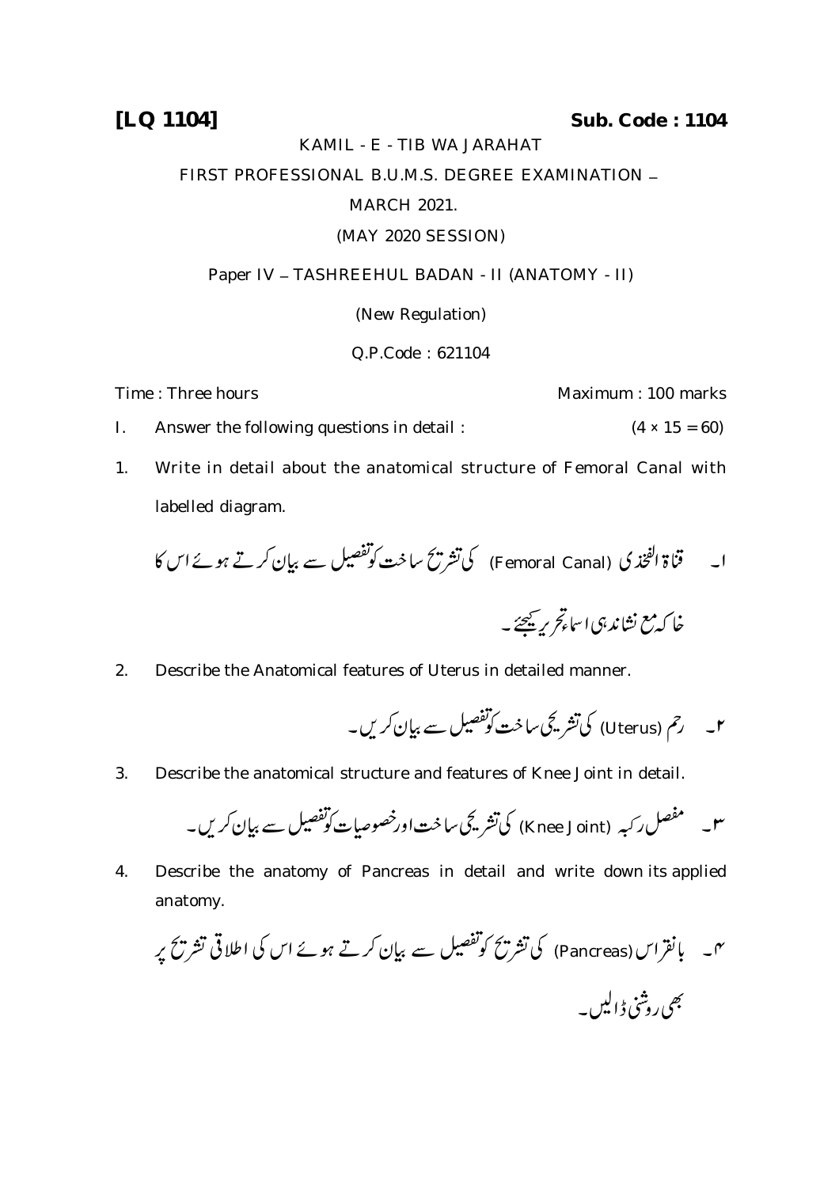**[LQ 1104]** **Sub. Code : 1104**

KAMIL - E - TIB WA JARAHAT

FIRST PROFESSIONAL B.U.M.S. DEGREE EXAMINATION – MARCH 2021.

(MAY 2020 SESSION)

Paper IV – TASHREEHUL BADAN - II (ANATOMY - II)

(New Regulation)

Q.P.Code : 621104

Time : Three hours Maximum : 100 marks

I. Answer the following questions in detail : (4 × 15 = 60)

1. Write in detail about the anatomical structure of Femoral Canal with labelled diagram.

۱۔ قناۃ الفخذی (Femoral Canal) کی تشریح ساخت کو تفصیل سے بیان کرتے ہوئے اس کا خاکہ مع نشاندہی اسماء تحریر کیجئے۔

2. Describe the Anatomical features of Uterus in detailed manner.

۲۔ رحم (Uterus) کی تشریحی ساخت کو تفصیل سے بیان کریں۔

3. Describe the anatomical structure and features of Knee Joint in detail.

۳۔ مفصل رکبہ (Knee Joint) کی تشریحی ساخت اور خصوصیات کو تفصیل سے بیان کریں۔

4. Describe the anatomy of Pancreas in detail and write down its applied anatomy.

۴۔ بانقراس (Pancreas) کی تشریح کو تفصیل سے بیان کرتے ہوئے اس کی اطلاقی تشریح پر بھی روشنی ڈالیں۔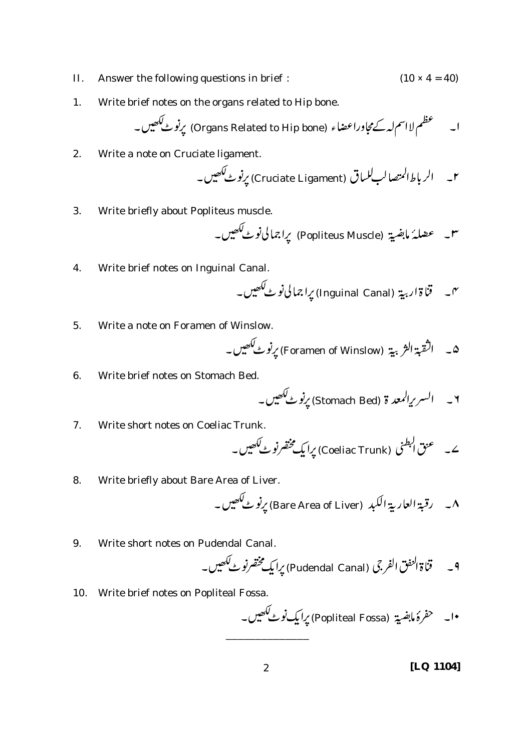II. Answer the following questions in brief : (10 × 4 = 40)

1. Write brief notes on the organs related to Hip bone.

۱۔ عظم لا اسم لہ کے مجاور اعضاء (Organs Related to Hip bone) پر نوٹ لکھیں۔

2. Write a note on Cruciate ligament.

۲۔ الرباط المتصالب للساق (Cruciate Ligament) پر نوٹ لکھیں۔

3. Write briefly about Popliteus muscle.

۳۔ عضلۂ مابضیۃ (Popliteus Muscle) پر اجمالی نوٹ لکھیں۔

4. Write brief notes on Inguinal Canal.

۴۔ قناۃ اربیۃ (Inguinal Canal) پر اجمالی نوٹ لکھیں۔

5. Write a note on Foramen of Winslow.

۵۔ الثقبۃ الثربیۃ (Foramen of Winslow) پر نوٹ لکھیں۔

6. Write brief notes on Stomach Bed.

۶۔ السریر المعدۃ (Stomach Bed) پر نوٹ لکھیں۔

7. Write short notes on Coeliac Trunk.

۷۔ عنق البطنی (Coeliac Trunk) پر ایک مختصر نوٹ لکھیں۔

8. Write briefly about Bare Area of Liver.

۸۔ رقبۃ العاریۃ الکبد (Bare Area of Liver) پر نوٹ لکھیں۔

9. Write short notes on Pudendal Canal.

۹۔ قناۃ النفق الفرجی (Pudendal Canal) پر ایک مختصر نوٹ لکھیں۔

10. Write brief notes on Popliteal Fossa.

۱۰۔ حفرۂ مابضیۃ (Popliteal Fossa) پر ایک نوٹ لکھیں۔

---

[LQ 1104]